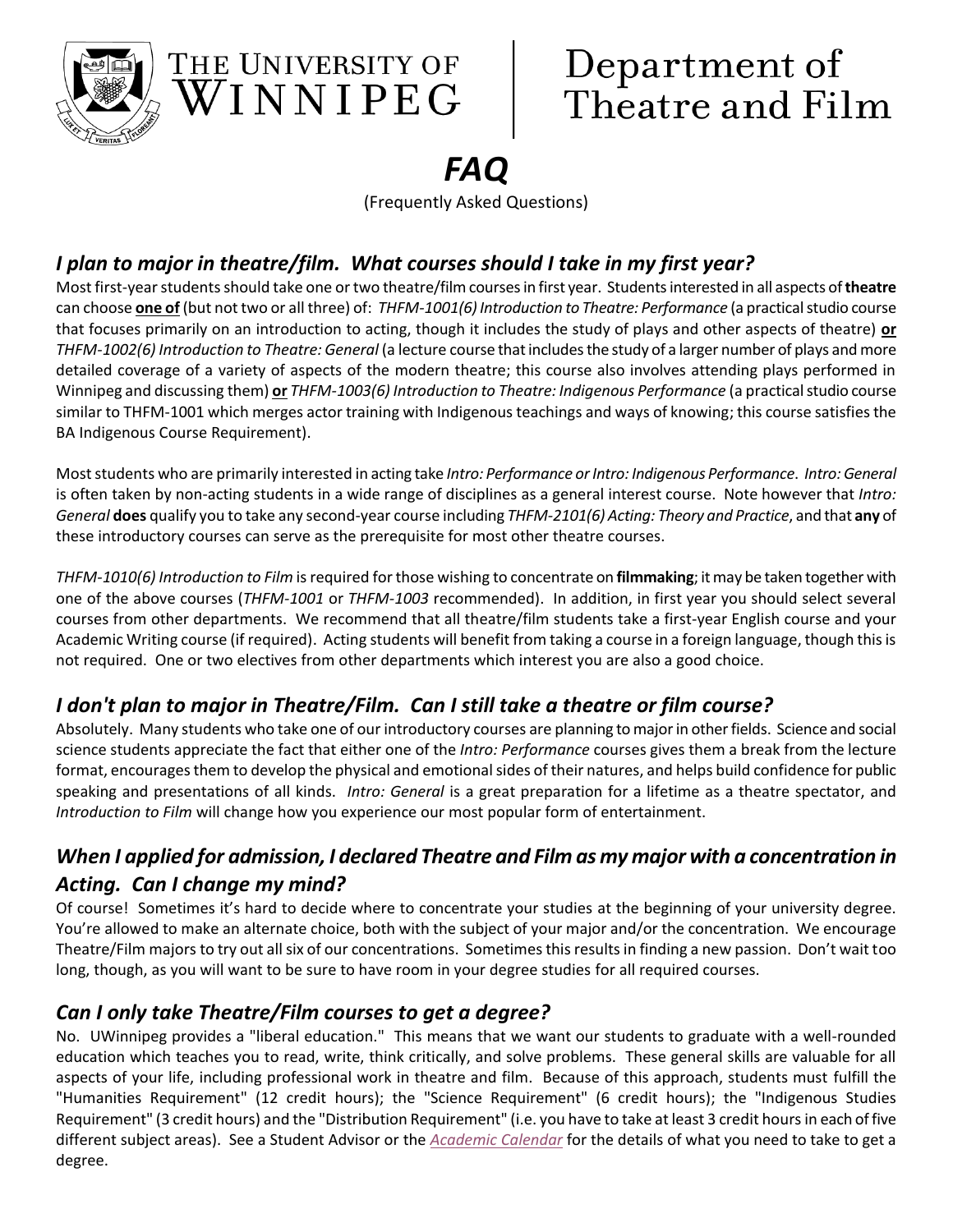THE UNIVERSITY OF WINNIPEG | Department of Theatre and Film

# *FAQ*

(Frequently Asked Questions)

## *I plan to major in theatre/film. What courses should I take in my first year?*

Most first-year students should take one or two theatre/film courses in first year. Students interested in all aspects of **theatre** can choose **one of** (but not two or all three) of: *THFM-1001(6) Introduction to Theatre: Performance* (a practical studio course that focuses primarily on an introduction to acting, though it includes the study of plays and other aspects of theatre) **or** *THFM-1002(6) Introduction to Theatre: General* (a lecture course that includes the study of a larger number of plays and more detailed coverage of a variety of aspects of the modern theatre; this course also involves attending plays performed in Winnipeg and discussing them) **or** *THFM-1003(6) Introduction to Theatre: Indigenous Performance* (a practical studio course similar to THFM-1001 which merges actor training with Indigenous teachings and ways of knowing; this course satisfies the BA Indigenous Course Requirement).

Most students who are primarily interested in acting take *Intro: Performance or Intro: Indigenous Performance*. *Intro: General* is often taken by non-acting students in a wide range of disciplines as a general interest course. Note however that *Intro: General* **does** qualify you to take any second-year course including *THFM-2101(6) Acting: Theory and Practice*, and that **any** of these introductory courses can serve as the prerequisite for most other theatre courses.

*THFM-1010(6) Introduction to Film* is required for those wishing to concentrate on **filmmaking**; it may be taken together with one of the above courses (*THFM-1001* or *THFM-1003* recommended). In addition, in first year you should select several courses from other departments. We recommend that all theatre/film students take a first-year English course and your Academic Writing course (if required). Acting students will benefit from taking a course in a foreign language, though this is not required. One or two electives from other departments which interest you are also a good choice.

## *I don't plan to major in Theatre/Film. Can I still take a theatre or film course?*

Absolutely. Many students who take one of our introductory courses are planning to major in other fields. Science and social science students appreciate the fact that either one of the *Intro: Performance* courses gives them a break from the lecture format, encourages them to develop the physical and emotional sides of their natures, and helps build confidence for public speaking and presentations of all kinds. *Intro: General* is a great preparation for a lifetime as a theatre spectator, and *Introduction to Film* will change how you experience our most popular form of entertainment.

## *When I applied for admission, I declared Theatre and Film as my major with a concentration in Acting. Can I change my mind?*

Of course! Sometimes it's hard to decide where to concentrate your studies at the beginning of your university degree. You're allowed to make an alternate choice, both with the subject of your major and/or the concentration. We encourage Theatre/Film majors to try out all six of our concentrations. Sometimes this results in finding a new passion. Don't wait too long, though, as you will want to be sure to have room in your degree studies for all required courses.

## *Can I only take Theatre/Film courses to get a degree?*

No. UWinnipeg provides a "liberal education." This means that we want our students to graduate with a well-rounded education which teaches you to read, write, think critically, and solve problems. These general skills are valuable for all aspects of your life, including professional work in theatre and film. Because of this approach, students must fulfill the "Humanities Requirement" (12 credit hours); the "Science Requirement" (6 credit hours); the "Indigenous Studies Requirement" (3 credit hours) and the "Distribution Requirement" (i.e. you have to take at least 3 credit hours in each of five different subject areas). See a Student Advisor or the *Academic Calendar* for the details of what you need to take to get a degree.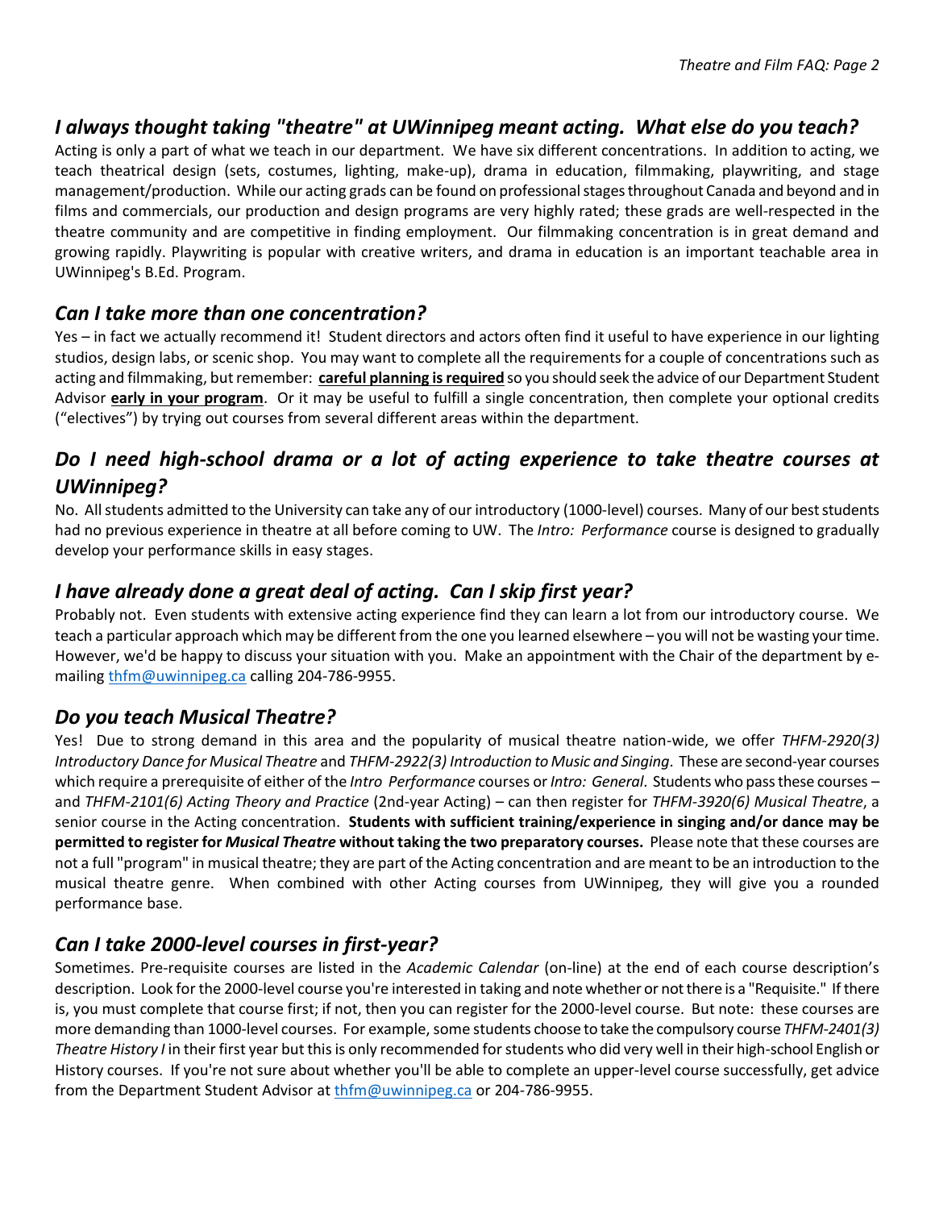## *I always thought taking "theatre" at UWinnipeg meant acting. What else do you teach?*

Acting is only a part of what we teach in our department. We have six different concentrations. In addition to acting, we teach theatrical design (sets, costumes, lighting, make-up), drama in education, filmmaking, playwriting, and stage management/production. While our acting grads can be found on professional stages throughout Canada and beyond and in films and commercials, our production and design programs are very highly rated; these grads are well-respected in the theatre community and are competitive in finding employment. Our filmmaking concentration is in great demand and growing rapidly. Playwriting is popular with creative writers, and drama in education is an important teachable area in UWinnipeg's B.Ed. Program.

## *Can I take more than one concentration?*

Yes – in fact we actually recommend it! Student directors and actors often find it useful to have experience in our lighting studios, design labs, or scenic shop. You may want to complete all the requirements for a couple of concentrations such as acting and filmmaking, but remember: **careful planning is required** so you should seek the advice of our Department Student Advisor **early in your program**. Or it may be useful to fulfill a single concentration, then complete your optional credits ("electives") by trying out courses from several different areas within the department.

## *Do I need high-school drama or a lot of acting experience to take theatre courses at UWinnipeg?*

No. All students admitted to the University can take any of our introductory (1000-level) courses. Many of our best students had no previous experience in theatre at all before coming to UW. The *Intro: Performance* course is designed to gradually develop your performance skills in easy stages.

## *I have already done a great deal of acting. Can I skip first year?*

Probably not. Even students with extensive acting experience find they can learn a lot from our introductory course. We teach a particular approach which may be different from the one you learned elsewhere – you will not be wasting your time. However, we'd be happy to discuss your situation with you. Make an appointment with the Chair of the department by e-mailing thfm@uwinnipeg.ca calling 204-786-9955.

## *Do you teach Musical Theatre?*

Yes! Due to strong demand in this area and the popularity of musical theatre nation-wide, we offer *THFM-2920(3) Introductory Dance for Musical Theatre* and *THFM-2922(3) Introduction to Music and Singing*. These are second-year courses which require a prerequisite of either of the *Intro Performance* courses or *Intro: General*. Students who pass these courses – and *THFM-2101(6) Acting Theory and Practice* (2nd-year Acting) – can then register for *THFM-3920(6) Musical Theatre*, a senior course in the Acting concentration. **Students with sufficient training/experience in singing and/or dance may be permitted to register for *Musical Theatre* without taking the two preparatory courses.** Please note that these courses are not a full "program" in musical theatre; they are part of the Acting concentration and are meant to be an introduction to the musical theatre genre. When combined with other Acting courses from UWinnipeg, they will give you a rounded performance base.

## *Can I take 2000-level courses in first-year?*

Sometimes. Pre-requisite courses are listed in the *Academic Calendar* (on-line) at the end of each course description's description. Look for the 2000-level course you're interested in taking and note whether or not there is a "Requisite." If there is, you must complete that course first; if not, then you can register for the 2000-level course. But note: these courses are more demanding than 1000-level courses. For example, some students choose to take the compulsory course *THFM-2401(3) Theatre History I* in their first year but this is only recommended for students who did very well in their high-school English or History courses. If you're not sure about whether you'll be able to complete an upper-level course successfully, get advice from the Department Student Advisor at thfm@uwinnipeg.ca or 204-786-9955.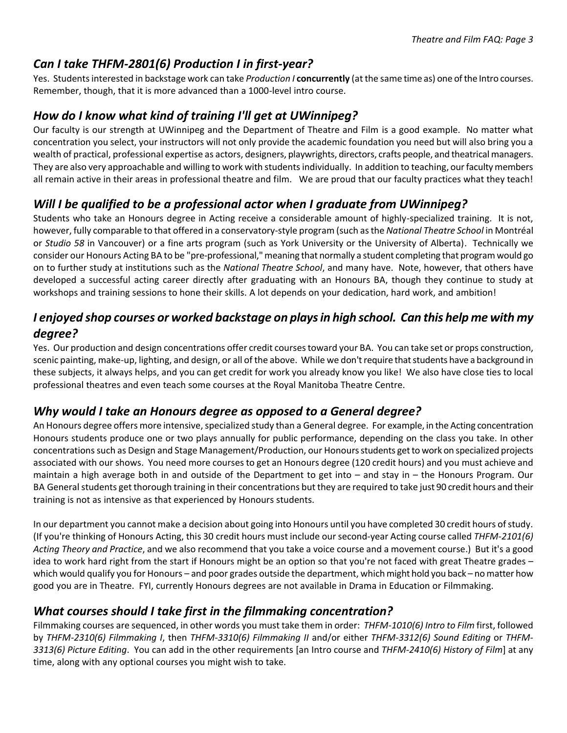## *Can I take THFM-2801(6) Production I in first-year?*

Yes. Students interested in backstage work can take *Production I* **concurrently** (at the same time as) one of the Intro courses. Remember, though, that it is more advanced than a 1000-level intro course.

## *How do I know what kind of training I'll get at UWinnipeg?*

Our faculty is our strength at UWinnipeg and the Department of Theatre and Film is a good example. No matter what concentration you select, your instructors will not only provide the academic foundation you need but will also bring you a wealth of practical, professional expertise as actors, designers, playwrights, directors, crafts people, and theatrical managers. They are also very approachable and willing to work with students individually. In addition to teaching, our faculty members all remain active in their areas in professional theatre and film. We are proud that our faculty practices what they teach!

## *Will I be qualified to be a professional actor when I graduate from UWinnipeg?*

Students who take an Honours degree in Acting receive a considerable amount of highly-specialized training. It is not, however, fully comparable to that offered in a conservatory-style program (such as the *National Theatre School* in Montréal or *Studio 58* in Vancouver) or a fine arts program (such as York University or the University of Alberta). Technically we consider our Honours Acting BA to be "pre-professional," meaning that normally a student completing that program would go on to further study at institutions such as the *National Theatre School*, and many have. Note, however, that others have developed a successful acting career directly after graduating with an Honours BA, though they continue to study at workshops and training sessions to hone their skills. A lot depends on your dedication, hard work, and ambition!

## *I enjoyed shop courses or worked backstage on plays in high school. Can this help me with my degree?*

Yes. Our production and design concentrations offer credit courses toward your BA. You can take set or props construction, scenic painting, make-up, lighting, and design, or all of the above. While we don't require that students have a background in these subjects, it always helps, and you can get credit for work you already know you like! We also have close ties to local professional theatres and even teach some courses at the Royal Manitoba Theatre Centre.

## *Why would I take an Honours degree as opposed to a General degree?*

An Honours degree offers more intensive, specialized study than a General degree. For example, in the Acting concentration Honours students produce one or two plays annually for public performance, depending on the class you take. In other concentrations such as Design and Stage Management/Production, our Honours students get to work on specialized projects associated with our shows. You need more courses to get an Honours degree (120 credit hours) and you must achieve and maintain a high average both in and outside of the Department to get into – and stay in – the Honours Program. Our BA General students get thorough training in their concentrations but they are required to take just 90 credit hours and their training is not as intensive as that experienced by Honours students.

In our department you cannot make a decision about going into Honours until you have completed 30 credit hours of study. (If you're thinking of Honours Acting, this 30 credit hours must include our second-year Acting course called *THFM-2101(6) Acting Theory and Practice*, and we also recommend that you take a voice course and a movement course.) But it's a good idea to work hard right from the start if Honours might be an option so that you're not faced with great Theatre grades – which would qualify you for Honours – and poor grades outside the department, which might hold you back – no matter how good you are in Theatre. FYI, currently Honours degrees are not available in Drama in Education or Filmmaking.

## *What courses should I take first in the filmmaking concentration?*

Filmmaking courses are sequenced, in other words you must take them in order: *THFM-1010(6) Intro to Film* first, followed by *THFM-2310(6) Filmmaking I*, then *THFM-3310(6) Filmmaking II* and/or either *THFM-3312(6) Sound Editing* or *THFM-3313(6) Picture Editing*. You can add in the other requirements [an Intro course and *THFM-2410(6) History of Film*] at any time, along with any optional courses you might wish to take.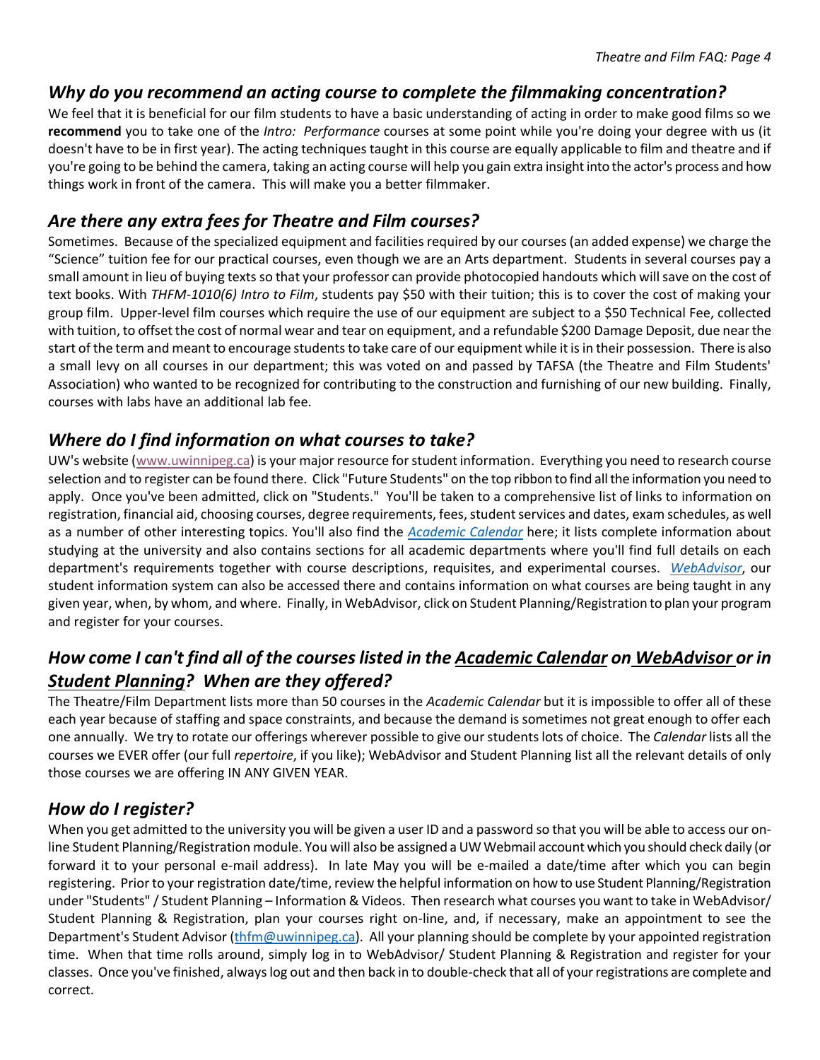## *Why do you recommend an acting course to complete the filmmaking concentration?*

We feel that it is beneficial for our film students to have a basic understanding of acting in order to make good films so we **recommend** you to take one of the *Intro: Performance* courses at some point while you're doing your degree with us (it doesn't have to be in first year). The acting techniques taught in this course are equally applicable to film and theatre and if you're going to be behind the camera, taking an acting course will help you gain extra insight into the actor's process and how things work in front of the camera. This will make you a better filmmaker.

## *Are there any extra fees for Theatre and Film courses?*

Sometimes. Because of the specialized equipment and facilities required by our courses (an added expense) we charge the "Science" tuition fee for our practical courses, even though we are an Arts department. Students in several courses pay a small amount in lieu of buying texts so that your professor can provide photocopied handouts which will save on the cost of text books. With *THFM-1010(6) Intro to Film*, students pay $50 with their tuition; this is to cover the cost of making your group film. Upper-level film courses which require the use of our equipment are subject to a $50 Technical Fee, collected with tuition, to offset the cost of normal wear and tear on equipment, and a refundable $200 Damage Deposit, due near the start of the term and meant to encourage students to take care of our equipment while it is in their possession. There is also a small levy on all courses in our department; this was voted on and passed by TAFSA (the Theatre and Film Students' Association) who wanted to be recognized for contributing to the construction and furnishing of our new building. Finally, courses with labs have an additional lab fee.

## *Where do I find information on what courses to take?*

UW's website (www.uwinnipeg.ca) is your major resource for student information. Everything you need to research course selection and to register can be found there. Click "Future Students" on the top ribbon to find all the information you need to apply. Once you've been admitted, click on "Students." You'll be taken to a comprehensive list of links to information on registration, financial aid, choosing courses, degree requirements, fees, student services and dates, exam schedules, as well as a number of other interesting topics. You'll also find the *Academic Calendar* here; it lists complete information about studying at the university and also contains sections for all academic departments where you'll find full details on each department's requirements together with course descriptions, requisites, and experimental courses. *WebAdvisor*, our student information system can also be accessed there and contains information on what courses are being taught in any given year, when, by whom, and where. Finally, in WebAdvisor, click on Student Planning/Registration to plan your program and register for your courses.

## *How come I can't find all of the courses listed in the Academic Calendar on WebAdvisor or in Student Planning? When are they offered?*

The Theatre/Film Department lists more than 50 courses in the *Academic Calendar* but it is impossible to offer all of these each year because of staffing and space constraints, and because the demand is sometimes not great enough to offer each one annually. We try to rotate our offerings wherever possible to give our students lots of choice. The *Calendar* lists all the courses we EVER offer (our full *repertoire*, if you like); WebAdvisor and Student Planning list all the relevant details of only those courses we are offering IN ANY GIVEN YEAR.

## *How do I register?*

When you get admitted to the university you will be given a user ID and a password so that you will be able to access our on-line Student Planning/Registration module. You will also be assigned a UW Webmail account which you should check daily (or forward it to your personal e-mail address). In late May you will be e-mailed a date/time after which you can begin registering. Prior to your registration date/time, review the helpful information on how to use Student Planning/Registration under "Students" / Student Planning – Information & Videos. Then research what courses you want to take in WebAdvisor/ Student Planning & Registration, plan your courses right on-line, and, if necessary, make an appointment to see the Department's Student Advisor (thfm@uwinnipeg.ca). All your planning should be complete by your appointed registration time. When that time rolls around, simply log in to WebAdvisor/ Student Planning & Registration and register for your classes. Once you've finished, always log out and then back in to double-check that all of your registrations are complete and correct.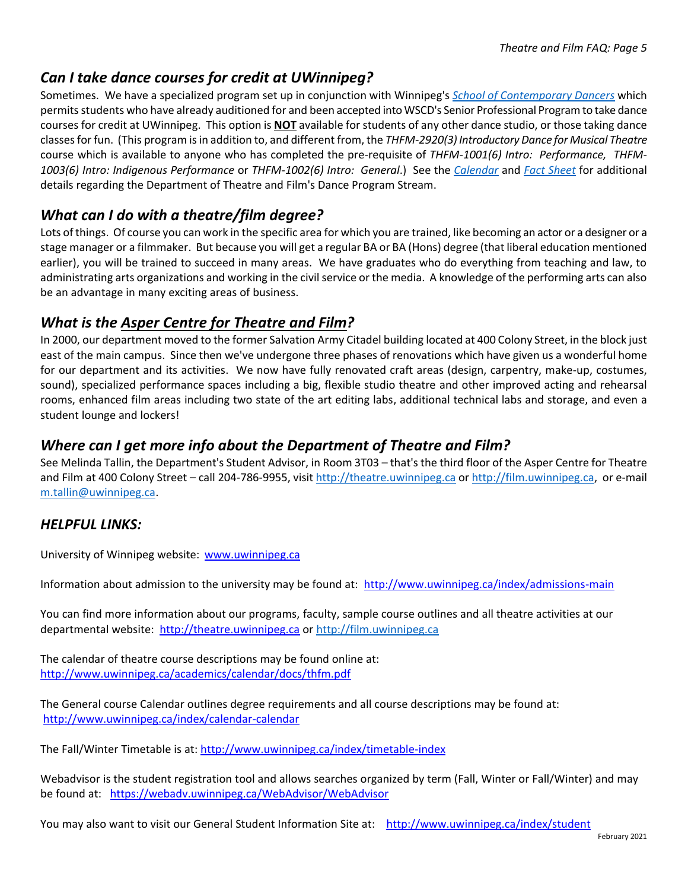## *Can I take dance courses for credit at UWinnipeg?*

Sometimes. We have a specialized program set up in conjunction with Winnipeg's *School of Contemporary Dancers* which permits students who have already auditioned for and been accepted into WSCD's Senior Professional Program to take dance courses for credit at UWinnipeg. This option is **NOT** available for students of any other dance studio, or those taking dance classes for fun. (This program is in addition to, and different from, the *THFM-2920(3) Introductory Dance for Musical Theatre* course which is available to anyone who has completed the pre-requisite of *THFM-1001(6) Intro: Performance, THFM-1003(6) Intro: Indigenous Performance* or *THFM-1002(6) Intro: General*.) See the *Calendar* and *Fact Sheet* for additional details regarding the Department of Theatre and Film's Dance Program Stream.

## *What can I do with a theatre/film degree?*

Lots of things. Of course you can work in the specific area for which you are trained, like becoming an actor or a designer or a stage manager or a filmmaker. But because you will get a regular BA or BA (Hons) degree (that liberal education mentioned earlier), you will be trained to succeed in many areas. We have graduates who do everything from teaching and law, to administrating arts organizations and working in the civil service or the media. A knowledge of the performing arts can also be an advantage in many exciting areas of business.

## *What is the Asper Centre for Theatre and Film?*

In 2000, our department moved to the former Salvation Army Citadel building located at 400 Colony Street, in the block just east of the main campus. Since then we've undergone three phases of renovations which have given us a wonderful home for our department and its activities. We now have fully renovated craft areas (design, carpentry, make-up, costumes, sound), specialized performance spaces including a big, flexible studio theatre and other improved acting and rehearsal rooms, enhanced film areas including two state of the art editing labs, additional technical labs and storage, and even a student lounge and lockers!

## *Where can I get more info about the Department of Theatre and Film?*

See Melinda Tallin, the Department's Student Advisor, in Room 3T03 – that's the third floor of the Asper Centre for Theatre and Film at 400 Colony Street – call 204-786-9955, visit http://theatre.uwinnipeg.ca or http://film.uwinnipeg.ca, or e-mail m.tallin@uwinnipeg.ca.

## *HELPFUL LINKS:*

University of Winnipeg website: www.uwinnipeg.ca

Information about admission to the university may be found at: http://www.uwinnipeg.ca/index/admissions-main

You can find more information about our programs, faculty, sample course outlines and all theatre activities at our departmental website: http://theatre.uwinnipeg.ca or http://film.uwinnipeg.ca

The calendar of theatre course descriptions may be found online at:
http://www.uwinnipeg.ca/academics/calendar/docs/thfm.pdf

The General course Calendar outlines degree requirements and all course descriptions may be found at:
http://www.uwinnipeg.ca/index/calendar-calendar

The Fall/Winter Timetable is at: http://www.uwinnipeg.ca/index/timetable-index

Webadvisor is the student registration tool and allows searches organized by term (Fall, Winter or Fall/Winter) and may be found at: https://webadv.uwinnipeg.ca/WebAdvisor/WebAdvisor

You may also want to visit our General Student Information Site at: http://www.uwinnipeg.ca/index/student

February 2021